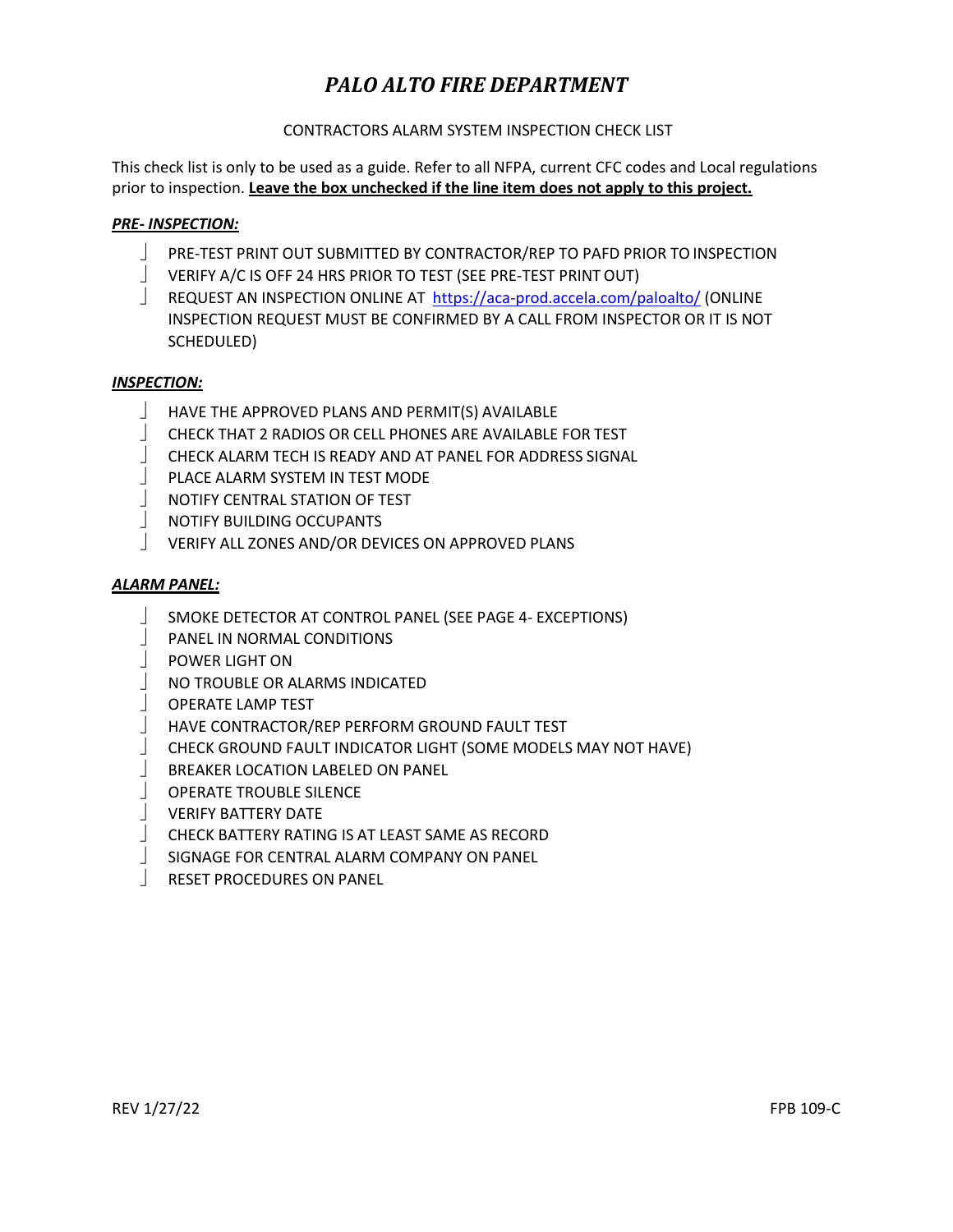# *PALO ALTO FIRE DEPARTMENT*

CONTRACTORS ALARM SYSTEM INSPECTION CHECK LIST

This check list is only to be used as a guide. Refer to all NFPA, current CFC codes and Local regulations prior to inspection. **Leave the box unchecked if the line item does not apply to this project.**

***PRE- INSPECTION:***

- [ ] PRE-TEST PRINT OUT SUBMITTED BY CONTRACTOR/REP TO PAFD PRIOR TO INSPECTION
- [ ] VERIFY A/C IS OFF 24 HRS PRIOR TO TEST (SEE PRE-TEST PRINT OUT)
- [ ] REQUEST AN INSPECTION ONLINE AT https://aca-prod.accela.com/paloalto/ (ONLINE INSPECTION REQUEST MUST BE CONFIRMED BY A CALL FROM INSPECTOR OR IT IS NOT SCHEDULED)

***INSPECTION:***

- [ ] HAVE THE APPROVED PLANS AND PERMIT(S) AVAILABLE
- [ ] CHECK THAT 2 RADIOS OR CELL PHONES ARE AVAILABLE FOR TEST
- [ ] CHECK ALARM TECH IS READY AND AT PANEL FOR ADDRESS SIGNAL
- [ ] PLACE ALARM SYSTEM IN TEST MODE
- [ ] NOTIFY CENTRAL STATION OF TEST
- [ ] NOTIFY BUILDING OCCUPANTS
- [ ] VERIFY ALL ZONES AND/OR DEVICES ON APPROVED PLANS

***ALARM PANEL:***

- [ ] SMOKE DETECTOR AT CONTROL PANEL (SEE PAGE 4- EXCEPTIONS)
- [ ] PANEL IN NORMAL CONDITIONS
- [ ] POWER LIGHT ON
- [ ] NO TROUBLE OR ALARMS INDICATED
- [ ] OPERATE LAMP TEST
- [ ] HAVE CONTRACTOR/REP PERFORM GROUND FAULT TEST
- [ ] CHECK GROUND FAULT INDICATOR LIGHT (SOME MODELS MAY NOT HAVE)
- [ ] BREAKER LOCATION LABELED ON PANEL
- [ ] OPERATE TROUBLE SILENCE
- [ ] VERIFY BATTERY DATE
- [ ] CHECK BATTERY RATING IS AT LEAST SAME AS RECORD
- [ ] SIGNAGE FOR CENTRAL ALARM COMPANY ON PANEL
- [ ] RESET PROCEDURES ON PANEL

REV 1/27/22 FPB 109-C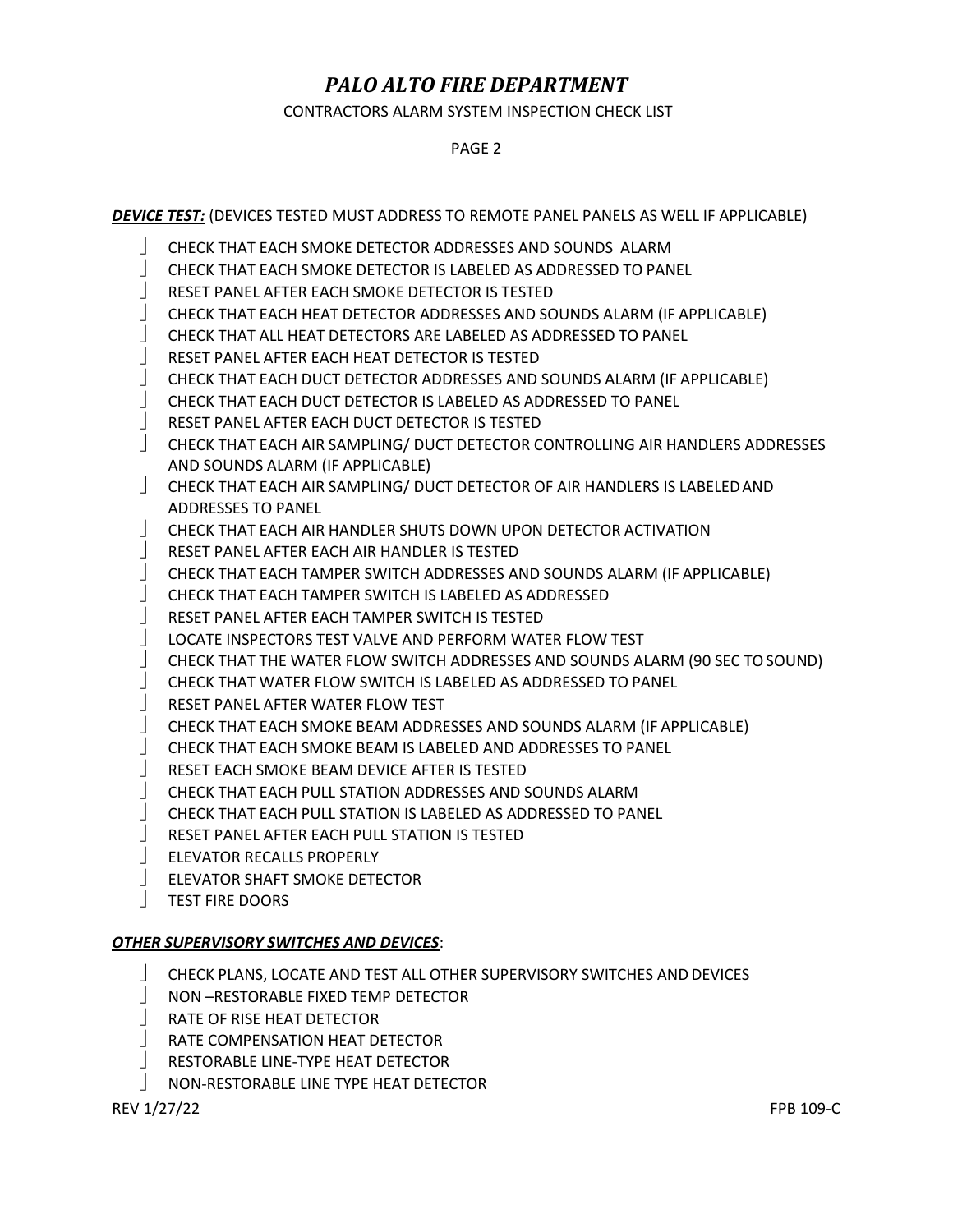# *PALO ALTO FIRE DEPARTMENT*

CONTRACTORS ALARM SYSTEM INSPECTION CHECK LIST

PAGE 2

***DEVICE TEST:*** (DEVICES TESTED MUST ADDRESS TO REMOTE PANEL PANELS AS WELL IF APPLICABLE)

- CHECK THAT EACH SMOKE DETECTOR ADDRESSES AND SOUNDS ALARM
- CHECK THAT EACH SMOKE DETECTOR IS LABELED AS ADDRESSED TO PANEL
- RESET PANEL AFTER EACH SMOKE DETECTOR IS TESTED
- CHECK THAT EACH HEAT DETECTOR ADDRESSES AND SOUNDS ALARM (IF APPLICABLE)
- CHECK THAT ALL HEAT DETECTORS ARE LABELED AS ADDRESSED TO PANEL
- RESET PANEL AFTER EACH HEAT DETECTOR IS TESTED
- CHECK THAT EACH DUCT DETECTOR ADDRESSES AND SOUNDS ALARM (IF APPLICABLE)
- CHECK THAT EACH DUCT DETECTOR IS LABELED AS ADDRESSED TO PANEL
- RESET PANEL AFTER EACH DUCT DETECTOR IS TESTED
- CHECK THAT EACH AIR SAMPLING/ DUCT DETECTOR CONTROLLING AIR HANDLERS ADDRESSES AND SOUNDS ALARM (IF APPLICABLE)
- CHECK THAT EACH AIR SAMPLING/ DUCT DETECTOR OF AIR HANDLERS IS LABELED AND ADDRESSES TO PANEL
- CHECK THAT EACH AIR HANDLER SHUTS DOWN UPON DETECTOR ACTIVATION
- RESET PANEL AFTER EACH AIR HANDLER IS TESTED
- CHECK THAT EACH TAMPER SWITCH ADDRESSES AND SOUNDS ALARM (IF APPLICABLE)
- CHECK THAT EACH TAMPER SWITCH IS LABELED AS ADDRESSED
- RESET PANEL AFTER EACH TAMPER SWITCH IS TESTED
- LOCATE INSPECTORS TEST VALVE AND PERFORM WATER FLOW TEST
- CHECK THAT THE WATER FLOW SWITCH ADDRESSES AND SOUNDS ALARM (90 SEC TO SOUND)
- CHECK THAT WATER FLOW SWITCH IS LABELED AS ADDRESSED TO PANEL
- RESET PANEL AFTER WATER FLOW TEST
- CHECK THAT EACH SMOKE BEAM ADDRESSES AND SOUNDS ALARM (IF APPLICABLE)
- CHECK THAT EACH SMOKE BEAM IS LABELED AND ADDRESSES TO PANEL
- RESET EACH SMOKE BEAM DEVICE AFTER IS TESTED
- CHECK THAT EACH PULL STATION ADDRESSES AND SOUNDS ALARM
- CHECK THAT EACH PULL STATION IS LABELED AS ADDRESSED TO PANEL
- RESET PANEL AFTER EACH PULL STATION IS TESTED
- ELEVATOR RECALLS PROPERLY
- ELEVATOR SHAFT SMOKE DETECTOR
- TEST FIRE DOORS

***OTHER SUPERVISORY SWITCHES AND DEVICES***:

- CHECK PLANS, LOCATE AND TEST ALL OTHER SUPERVISORY SWITCHES AND DEVICES
- NON –RESTORABLE FIXED TEMP DETECTOR
- RATE OF RISE HEAT DETECTOR
- RATE COMPENSATION HEAT DETECTOR
- RESTORABLE LINE-TYPE HEAT DETECTOR
- NON-RESTORABLE LINE TYPE HEAT DETECTOR

REV 1/27/22 FPB 109-C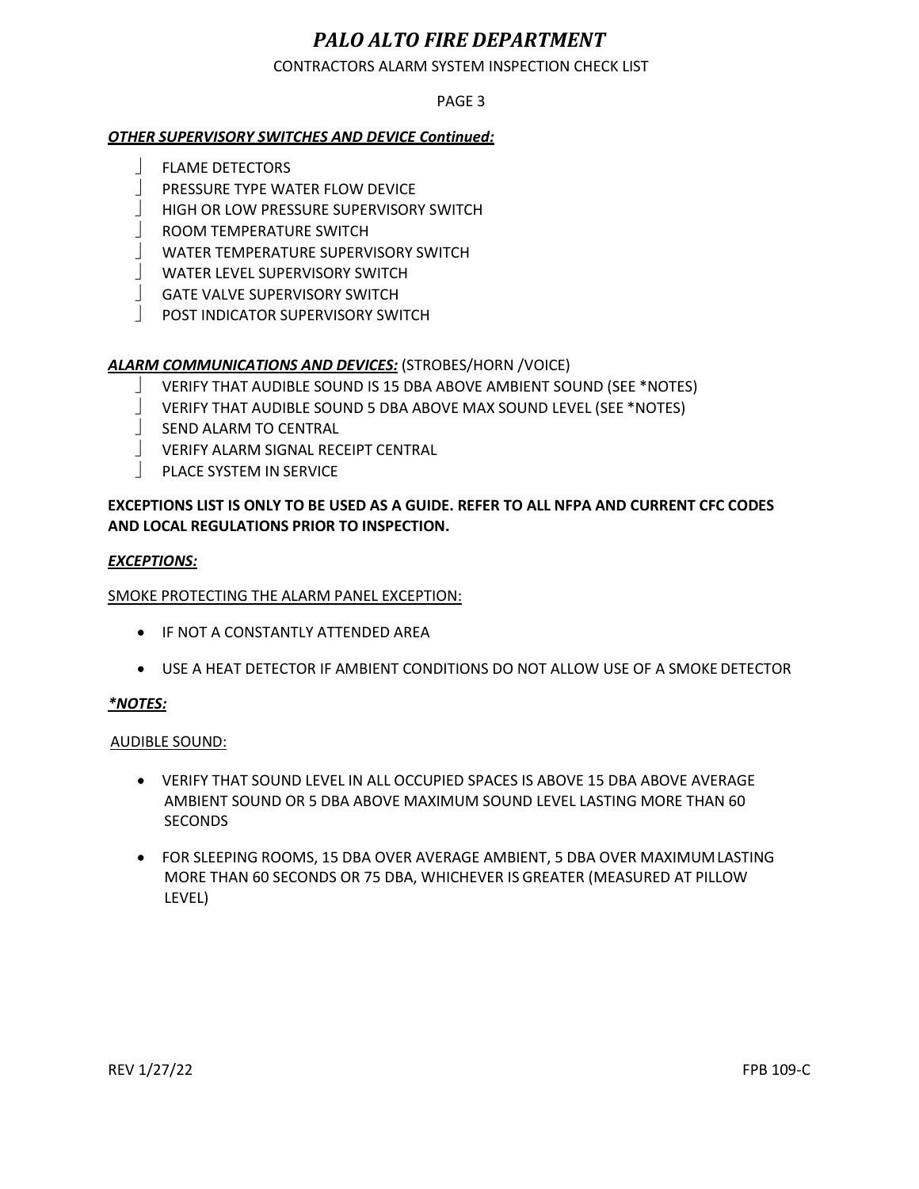***OTHER SUPERVISORY SWITCHES AND DEVICE Continued:***

- ☐ FLAME DETECTORS
- ☐ PRESSURE TYPE WATER FLOW DEVICE
- ☐ HIGH OR LOW PRESSURE SUPERVISORY SWITCH
- ☐ ROOM TEMPERATURE SWITCH
- ☐ WATER TEMPERATURE SUPERVISORY SWITCH
- ☐ WATER LEVEL SUPERVISORY SWITCH
- ☐ GATE VALVE SUPERVISORY SWITCH
- ☐ POST INDICATOR SUPERVISORY SWITCH

***ALARM COMMUNICATIONS AND DEVICES:*** (STROBES/HORN /VOICE)

- ☐ VERIFY THAT AUDIBLE SOUND IS 15 DBA ABOVE AMBIENT SOUND (SEE *NOTES)
- ☐ VERIFY THAT AUDIBLE SOUND 5 DBA ABOVE MAX SOUND LEVEL (SEE *NOTES)
- ☐ SEND ALARM TO CENTRAL
- ☐ VERIFY ALARM SIGNAL RECEIPT CENTRAL
- ☐ PLACE SYSTEM IN SERVICE

**EXCEPTIONS LIST IS ONLY TO BE USED AS A GUIDE. REFER TO ALL NFPA AND CURRENT CFC CODES AND LOCAL REGULATIONS PRIOR TO INSPECTION.**

***EXCEPTIONS:***

SMOKE PROTECTING THE ALARM PANEL EXCEPTION:

- IF NOT A CONSTANTLY ATTENDED AREA
- USE A HEAT DETECTOR IF AMBIENT CONDITIONS DO NOT ALLOW USE OF A SMOKE DETECTOR

***\*NOTES:***

AUDIBLE SOUND:

- VERIFY THAT SOUND LEVEL IN ALL OCCUPIED SPACES IS ABOVE 15 DBA ABOVE AVERAGE AMBIENT SOUND OR 5 DBA ABOVE MAXIMUM SOUND LEVEL LASTING MORE THAN 60 SECONDS
- FOR SLEEPING ROOMS, 15 DBA OVER AVERAGE AMBIENT, 5 DBA OVER MAXIMUM LASTING MORE THAN 60 SECONDS OR 75 DBA, WHICHEVER IS GREATER (MEASURED AT PILLOW LEVEL)